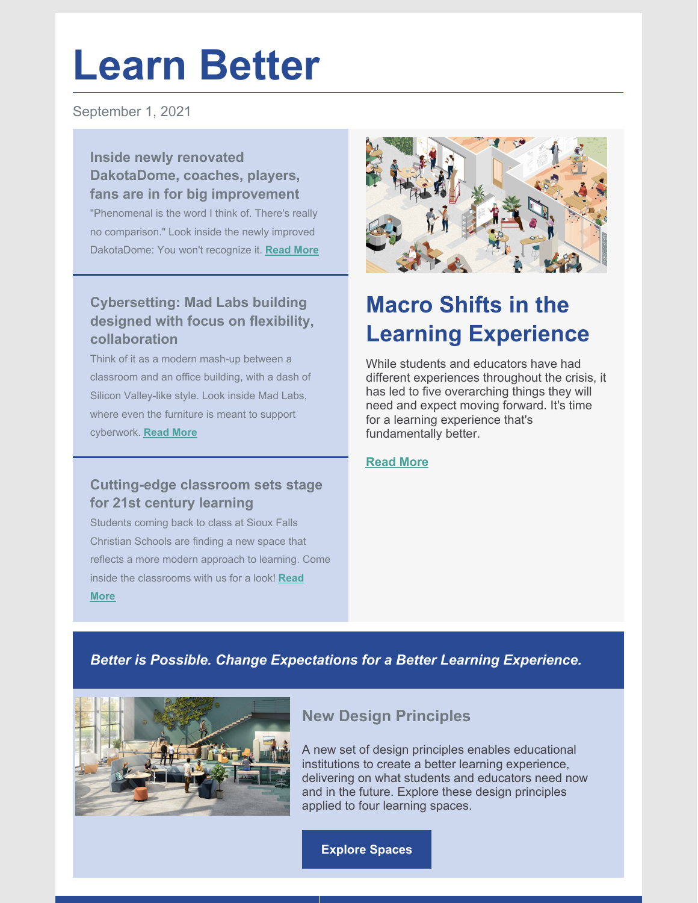# Learn Better

September 1, 2021

### Inside newly renovated DakotaDome, coaches, players, fans are in for big improvement

"Phenomenal is the word I think of. There's really no comparison." Look inside the newly improved DakotaDome: You won't recognize it. **Read More**

### Cybersetting: Mad Labs building designed with focus on flexibility, collaboration

Think of it as a modern mash-up between a classroom and an office building, with a dash of Silicon Valley-like style. Look inside Mad Labs, where even the furniture is meant to support cyberwork. **Read More**

### Cutting-edge classroom sets stage for 21st century learning

Students coming back to class at Sioux Falls Christian Schools are finding a new space that reflects a more modern approach to learning. Come inside the classrooms with us for a look! **Read More**

## Macro Shifts in the Learning Experience

While students and educators have had different experiences throughout the crisis, it has led to five overarching things they will need and expect moving forward. It's time for a learning experience that's fundamentally better.

**Read More**

***Better is Possible. Change Expectations for a Better Learning Experience.***

### New Design Principles

A new set of design principles enables educational institutions to create a better learning experience, delivering on what students and educators need now and in the future. Explore these design principles applied to four learning spaces.

**Explore Spaces**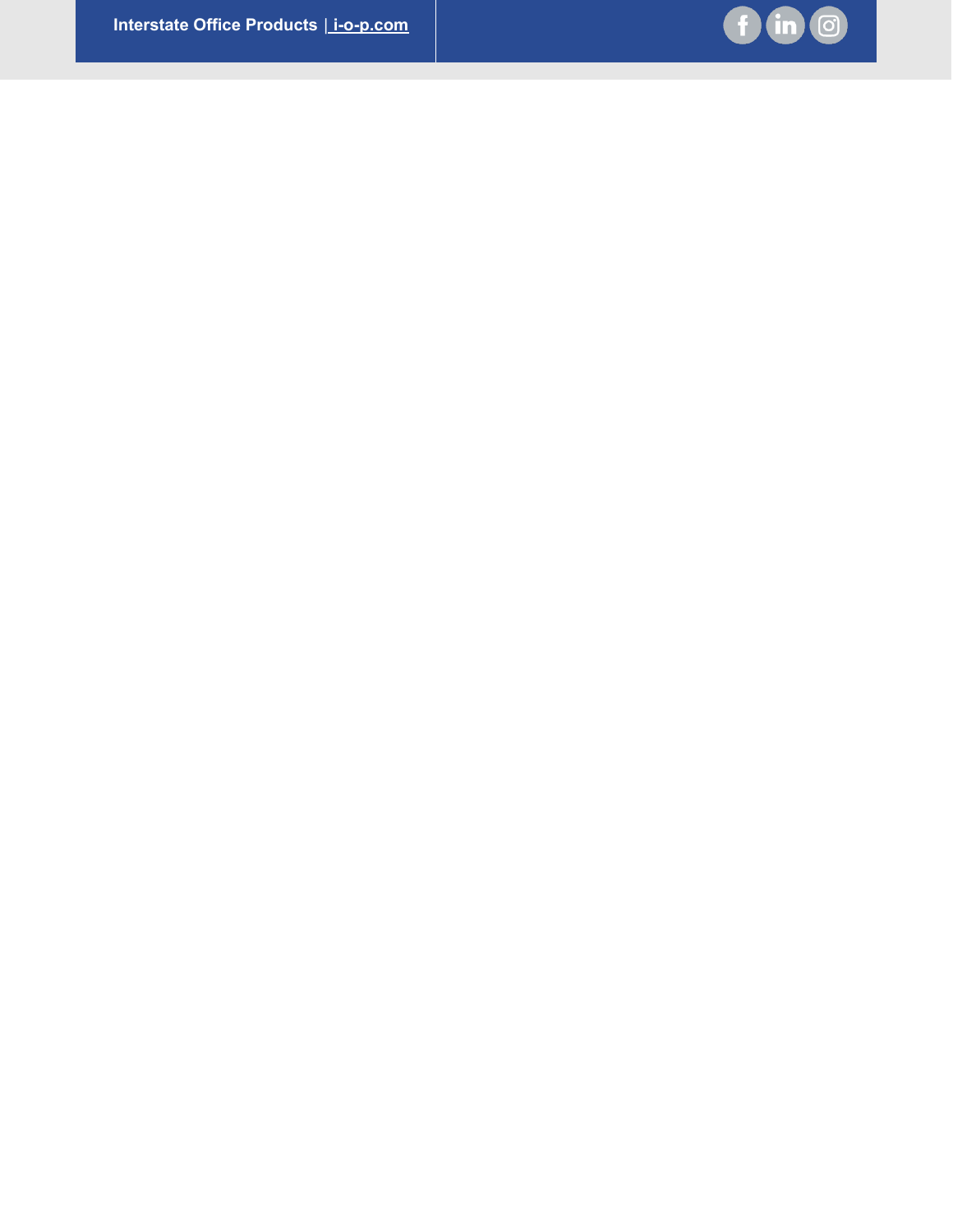Interstate Office Products | i-o-p.com